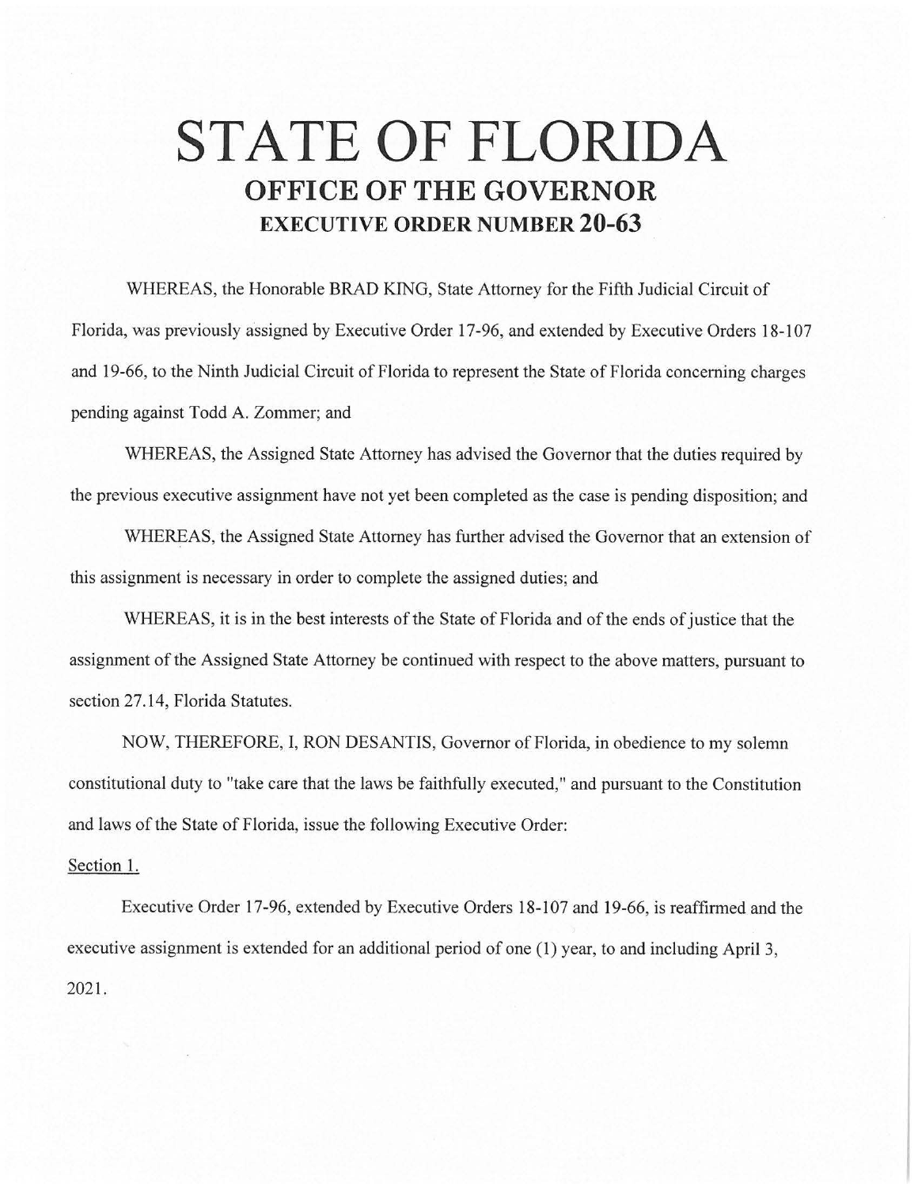# STATE OF FLORIDA

## OFFICE OF THE GOVERNOR

### EXECUTIVE ORDER NUMBER 20-63

WHEREAS, the Honorable BRAD KING, State Attorney for the Fifth Judicial Circuit of Florida, was previously assigned by Executive Order 17-96, and extended by Executive Orders 18-107 and 19-66, to the Ninth Judicial Circuit of Florida to represent the State of Florida concerning charges pending against Todd A. Zommer; and

WHEREAS, the Assigned State Attorney has advised the Governor that the duties required by the previous executive assignment have not yet been completed as the case is pending disposition; and

WHEREAS, the Assigned State Attorney has further advised the Governor that an extension of this assignment is necessary in order to complete the assigned duties; and

WHEREAS, it is in the best interests of the State of Florida and of the ends of justice that the assignment of the Assigned State Attorney be continued with respect to the above matters, pursuant to section 27.14, Florida Statutes.

NOW, THEREFORE, I, RON DESANTIS, Governor of Florida, in obedience to my solemn constitutional duty to "take care that the laws be faithfully executed," and pursuant to the Constitution and laws of the State of Florida, issue the following Executive Order:

Section 1.

Executive Order 17-96, extended by Executive Orders 18-107 and 19-66, is reaffirmed and the executive assignment is extended for an additional period of one (1) year, to and including April 3, 2021.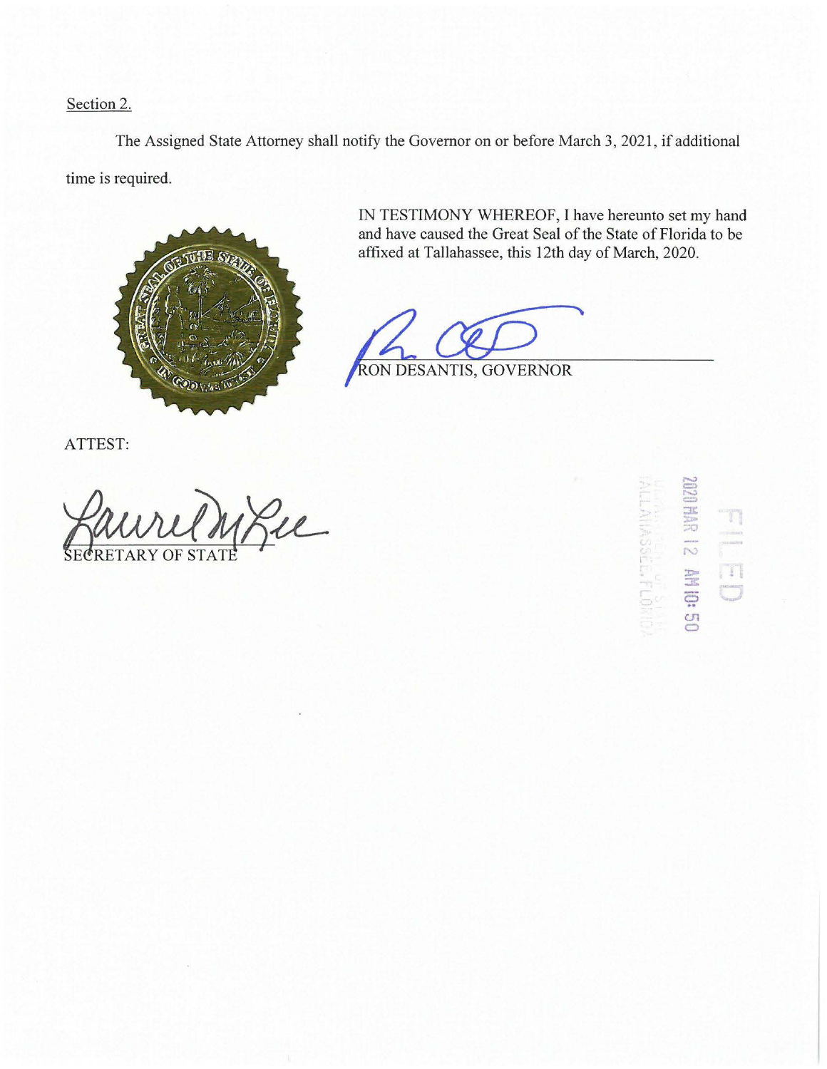Section 2.

The Assigned State Attorney shall notify the Governor on or before March 3, 2021, if additional time is required.

IN TESTIMONY WHEREOF, I have hereunto set my hand and have caused the Great Seal of the State of Florida to be affixed at Tallahassee, this 12th day of March, 2020.

RON DESANTIS, GOVERNOR

ATTEST:

SECRETARY OF STATE

FILED
2020 MAR 12 AM 10: 50
DEPARTMENT OF STATE
TALLAHASSEE, FLORIDA